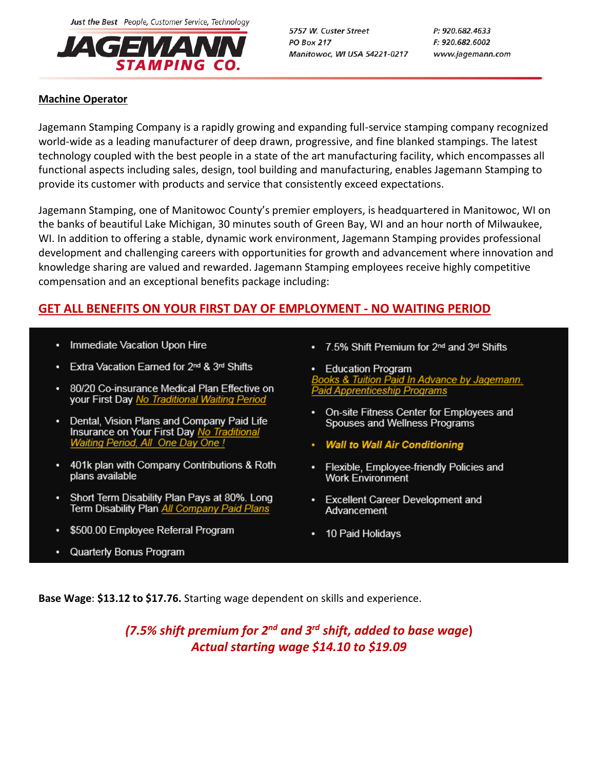Just the Best People, Customer Service, Technology

**JAGEMANN STAMPING CO.**

5757 W. Custer Street
PO Box 217
Manitowoc, WI USA 54221-0217

P: 920.682.4633
F: 920.682.6002
www.jagemann.com

## Machine Operator

Jagemann Stamping Company is a rapidly growing and expanding full-service stamping company recognized world-wide as a leading manufacturer of deep drawn, progressive, and fine blanked stampings. The latest technology coupled with the best people in a state of the art manufacturing facility, which encompasses all functional aspects including sales, design, tool building and manufacturing, enables Jagemann Stamping to provide its customer with products and service that consistently exceed expectations.

Jagemann Stamping, one of Manitowoc County's premier employers, is headquartered in Manitowoc, WI on the banks of beautiful Lake Michigan, 30 minutes south of Green Bay, WI and an hour north of Milwaukee, WI. In addition to offering a stable, dynamic work environment, Jagemann Stamping provides professional development and challenging careers with opportunities for growth and advancement where innovation and knowledge sharing are valued and rewarded. Jagemann Stamping employees receive highly competitive compensation and an exceptional benefits package including:

**GET ALL BENEFITS ON YOUR FIRST DAY OF EMPLOYMENT - NO WAITING PERIOD**

- Immediate Vacation Upon Hire
- Extra Vacation Earned for 2nd & 3rd Shifts
- 80/20 Co-insurance Medical Plan Effective on your First Day *No Traditional Waiting Period*
- Dental, Vision Plans and Company Paid Life Insurance on Your First Day *No Traditional Waiting Period, All One Day One !*
- 401k plan with Company Contributions & Roth plans available
- Short Term Disability Plan Pays at 80%. Long Term Disability Plan *All Company Paid Plans*
- $500.00 Employee Referral Program
- Quarterly Bonus Program
- 7.5% Shift Premium for 2nd and 3rd Shifts
- Education Program
  *Books & Tuition Paid In Advance by Jagemann.*
  *Paid Apprenticeship Programs*
- On-site Fitness Center for Employees and Spouses and Wellness Programs
- ***Wall to Wall Air Conditioning***
- Flexible, Employee-friendly Policies and Work Environment
- Excellent Career Development and Advancement
- 10 Paid Holidays

**Base Wage**: **$13.12 to $17.76.** Starting wage dependent on skills and experience.

***(7.5% shift premium for 2nd and 3rd shift, added to base wage)***
***Actual starting wage $14.10 to $19.09***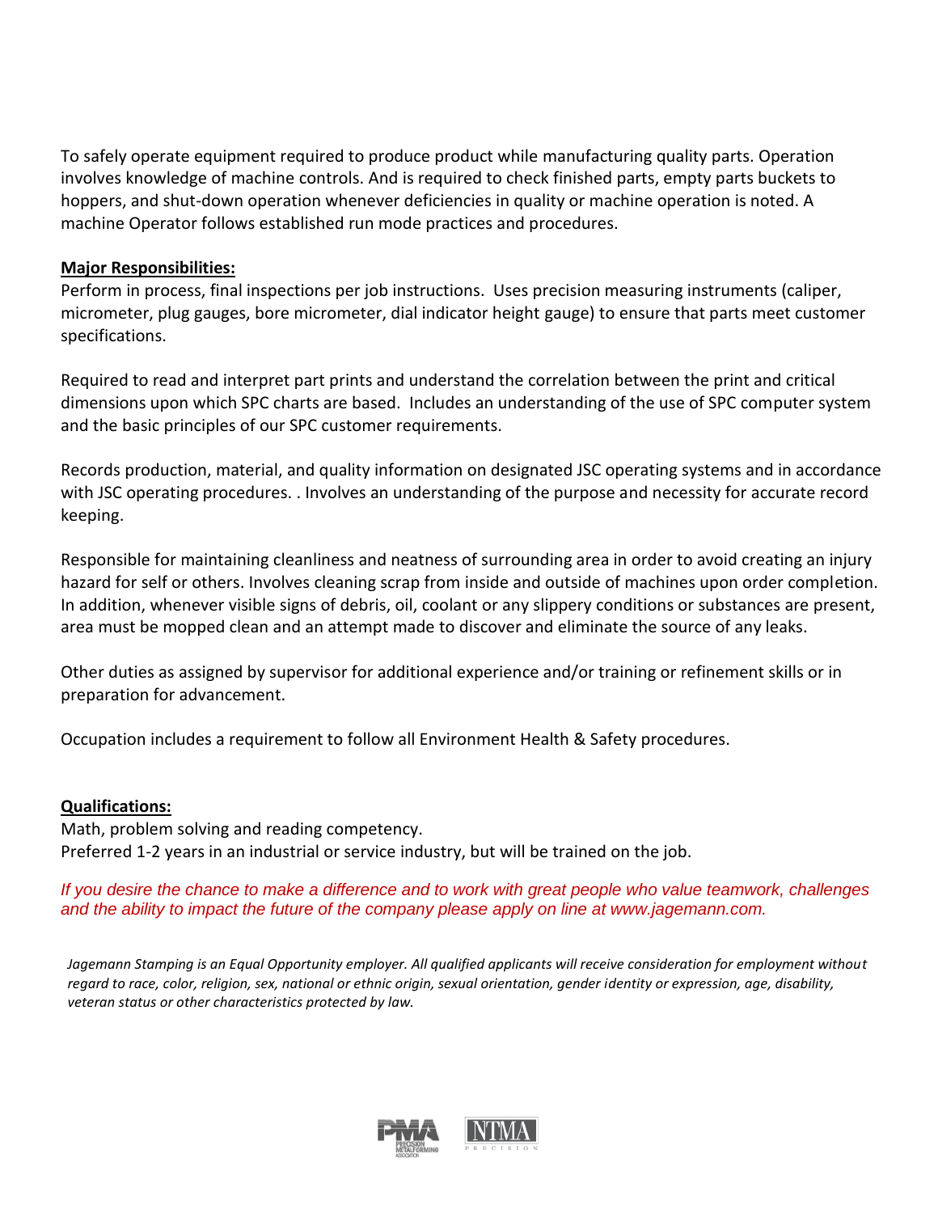To safely operate equipment required to produce product while manufacturing quality parts. Operation involves knowledge of machine controls. And is required to check finished parts, empty parts buckets to hoppers, and shut-down operation whenever deficiencies in quality or machine operation is noted. A machine Operator follows established run mode practices and procedures.

**Major Responsibilities:**

Perform in process, final inspections per job instructions. Uses precision measuring instruments (caliper, micrometer, plug gauges, bore micrometer, dial indicator height gauge) to ensure that parts meet customer specifications.

Required to read and interpret part prints and understand the correlation between the print and critical dimensions upon which SPC charts are based. Includes an understanding of the use of SPC computer system and the basic principles of our SPC customer requirements.

Records production, material, and quality information on designated JSC operating systems and in accordance with JSC operating procedures. . Involves an understanding of the purpose and necessity for accurate record keeping.

Responsible for maintaining cleanliness and neatness of surrounding area in order to avoid creating an injury hazard for self or others. Involves cleaning scrap from inside and outside of machines upon order completion. In addition, whenever visible signs of debris, oil, coolant or any slippery conditions or substances are present, area must be mopped clean and an attempt made to discover and eliminate the source of any leaks.

Other duties as assigned by supervisor for additional experience and/or training or refinement skills or in preparation for advancement.

Occupation includes a requirement to follow all Environment Health & Safety procedures.

**Qualifications:**

Math, problem solving and reading competency.
Preferred 1-2 years in an industrial or service industry, but will be trained on the job.

*If you desire the chance to make a difference and to work with great people who value teamwork, challenges and the ability to impact the future of the company please apply on line at www.jagemann.com.*

*Jagemann Stamping is an Equal Opportunity employer. All qualified applicants will receive consideration for employment without regard to race, color, religion, sex, national or ethnic origin, sexual orientation, gender identity or expression, age, disability, veteran status or other characteristics protected by law.*